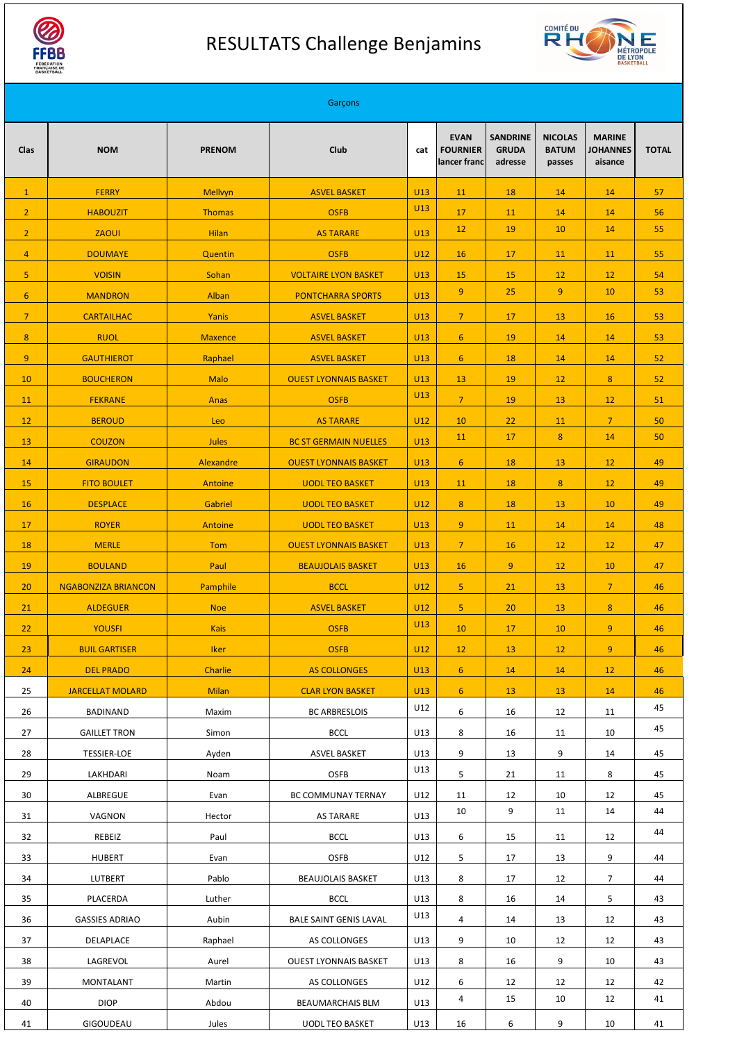# RESULTATS Challenge Benjamins

Garçons

| Clas | NOM | PRENOM | Club | cat | EVAN FOURNIER lancer franc | SANDRINE GRUDA adresse | NICOLAS BATUM passes | MARINE JOHANNES aisance | TOTAL |
|---|---|---|---|---|---|---|---|---|---|
| 1 | FERRY | Mellvyn | ASVEL BASKET | U13 | 11 | 18 | 14 | 14 | 57 |
| 2 | HABOUZIT | Thomas | OSFB | U13 | 17 | 11 | 14 | 14 | 56 |
| 2 | ZAOUI | Hilan | AS TARARE | U13 | 12 | 19 | 10 | 14 | 55 |
| 4 | DOUMAYE | Quentin | OSFB | U12 | 16 | 17 | 11 | 11 | 55 |
| 5 | VOISIN | Sohan | VOLTAIRE LYON BASKET | U13 | 15 | 15 | 12 | 12 | 54 |
| 6 | MANDRON | Alban | PONTCHARRA SPORTS | U13 | 9 | 25 | 9 | 10 | 53 |
| 7 | CARTAILHAC | Yanis | ASVEL BASKET | U13 | 7 | 17 | 13 | 16 | 53 |
| 8 | RUOL | Maxence | ASVEL BASKET | U13 | 6 | 19 | 14 | 14 | 53 |
| 9 | GAUTHIEROT | Raphael | ASVEL BASKET | U13 | 6 | 18 | 14 | 14 | 52 |
| 10 | BOUCHERON | Malo | OUEST LYONNAIS BASKET | U13 | 13 | 19 | 12 | 8 | 52 |
| 11 | FEKRANE | Anas | OSFB | U13 | 7 | 19 | 13 | 12 | 51 |
| 12 | BEROUD | Leo | AS TARARE | U12 | 10 | 22 | 11 | 7 | 50 |
| 13 | COUZON | Jules | BC ST GERMAIN NUELLES | U13 | 11 | 17 | 8 | 14 | 50 |
| 14 | GIRAUDON | Alexandre | OUEST LYONNAIS BASKET | U13 | 6 | 18 | 13 | 12 | 49 |
| 15 | FITO BOULET | Antoine | UODL TEO BASKET | U13 | 11 | 18 | 8 | 12 | 49 |
| 16 | DESPLACE | Gabriel | UODL TEO BASKET | U12 | 8 | 18 | 13 | 10 | 49 |
| 17 | ROYER | Antoine | UODL TEO BASKET | U13 | 9 | 11 | 14 | 14 | 48 |
| 18 | MERLE | Tom | OUEST LYONNAIS BASKET | U13 | 7 | 16 | 12 | 12 | 47 |
| 19 | BOULAND | Paul | BEAUJOLAIS BASKET | U13 | 16 | 9 | 12 | 10 | 47 |
| 20 | NGABONZIZA BRIANCON | Pamphile | BCCL | U12 | 5 | 21 | 13 | 7 | 46 |
| 21 | ALDEGUER | Noe | ASVEL BASKET | U12 | 5 | 20 | 13 | 8 | 46 |
| 22 | YOUSFI | Kais | OSFB | U13 | 10 | 17 | 10 | 9 | 46 |
| 23 | BUIL GARTISER | Iker | OSFB | U12 | 12 | 13 | 12 | 9 | 46 |
| 24 | DEL PRADO | Charlie | AS COLLONGES | U13 | 6 | 14 | 14 | 12 | 46 |
| 25 | JARCELLAT MOLARD | Milan | CLAR LYON BASKET | U13 | 6 | 13 | 13 | 14 | 46 |
| 26 | BADINAND | Maxim | BC ARBRESLOIS | U12 | 6 | 16 | 12 | 11 | 45 |
| 27 | GAILLET TRON | Simon | BCCL | U13 | 8 | 16 | 11 | 10 | 45 |
| 28 | TESSIER-LOE | Ayden | ASVEL BASKET | U13 | 9 | 13 | 9 | 14 | 45 |
| 29 | LAKHDARI | Noam | OSFB | U13 | 5 | 21 | 11 | 8 | 45 |
| 30 | ALBREGUE | Evan | BC COMMUNAY TERNAY | U12 | 11 | 12 | 10 | 12 | 45 |
| 31 | VAGNON | Hector | AS TARARE | U13 | 10 | 9 | 11 | 14 | 44 |
| 32 | REBEIZ | Paul | BCCL | U13 | 6 | 15 | 11 | 12 | 44 |
| 33 | HUBERT | Evan | OSFB | U12 | 5 | 17 | 13 | 9 | 44 |
| 34 | LUTBERT | Pablo | BEAUJOLAIS BASKET | U13 | 8 | 17 | 12 | 7 | 44 |
| 35 | PLACERDA | Luther | BCCL | U13 | 8 | 16 | 14 | 5 | 43 |
| 36 | GASSIES ADRIAO | Aubin | BALE SAINT GENIS LAVAL | U13 | 4 | 14 | 13 | 12 | 43 |
| 37 | DELAPLACE | Raphael | AS COLLONGES | U13 | 9 | 10 | 12 | 12 | 43 |
| 38 | LAGREVOL | Aurel | OUEST LYONNAIS BASKET | U13 | 8 | 16 | 9 | 10 | 43 |
| 39 | MONTALANT | Martin | AS COLLONGES | U12 | 6 | 12 | 12 | 12 | 42 |
| 40 | DIOP | Abdou | BEAUMARCHAIS BLM | U13 | 4 | 15 | 10 | 12 | 41 |
| 41 | GIGOUDEAU | Jules | UODL TEO BASKET | U13 | 16 | 6 | 9 | 10 | 41 |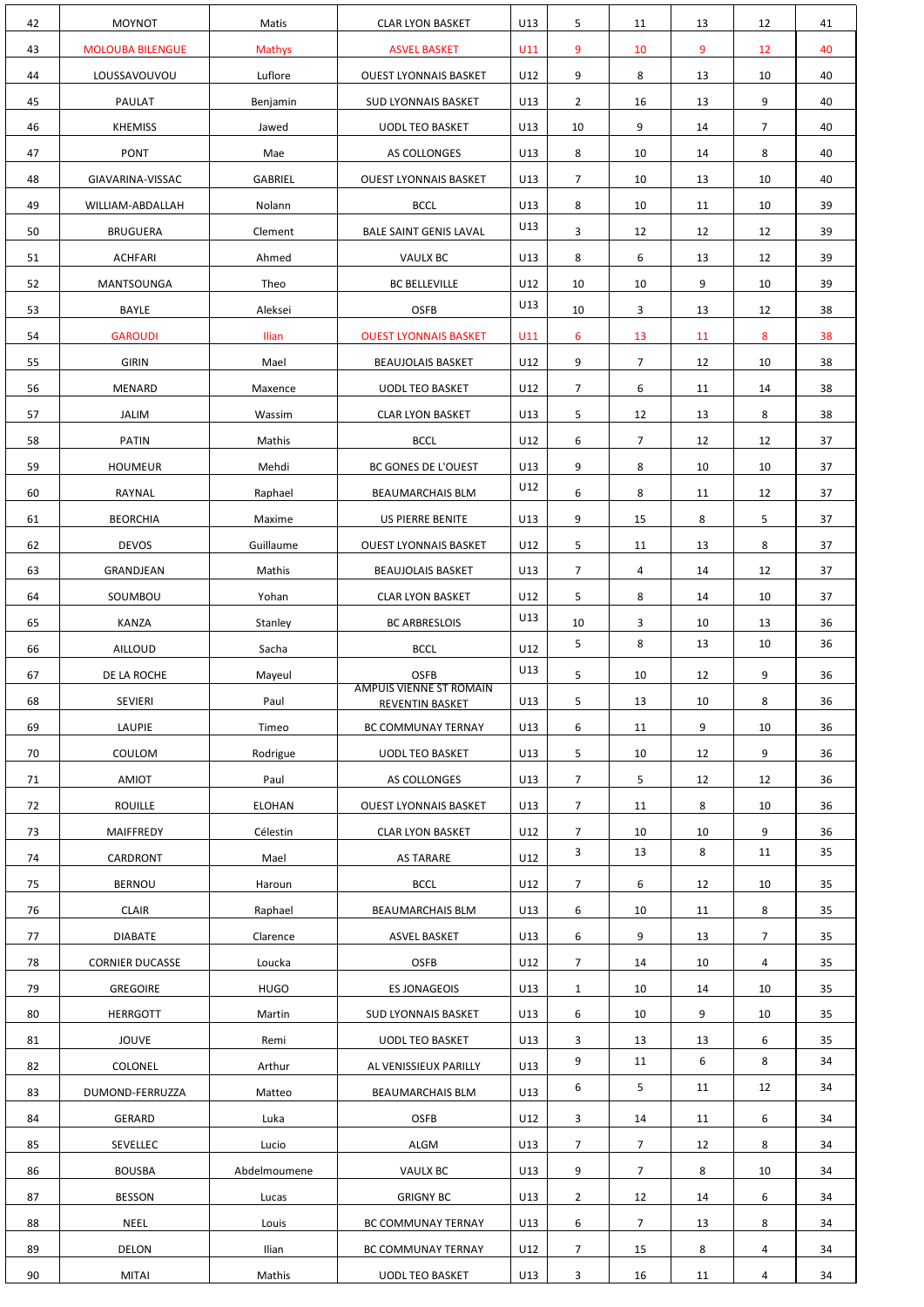| 42 | MOYNOT | Matis | CLAR LYON BASKET | U13 | 5 | 11 | 13 | 12 | 41 |
|---|---|---|---|---|---|---|---|---|---|
| 43 | MOLOUBA BILENGUE | Mathys | ASVEL BASKET | U11 | 9 | 10 | 9 | 12 | 40 |
| 44 | LOUSSAVOUVOU | Luflore | OUEST LYONNAIS BASKET | U12 | 9 | 8 | 13 | 10 | 40 |
| 45 | PAULAT | Benjamin | SUD LYONNAIS BASKET | U13 | 2 | 16 | 13 | 9 | 40 |
| 46 | KHEMISS | Jawed | UODL TEO BASKET | U13 | 10 | 9 | 14 | 7 | 40 |
| 47 | PONT | Mae | AS COLLONGES | U13 | 8 | 10 | 14 | 8 | 40 |
| 48 | GIAVARINA-VISSAC | GABRIEL | OUEST LYONNAIS BASKET | U13 | 7 | 10 | 13 | 10 | 40 |
| 49 | WILLIAM-ABDALLAH | Nolann | BCCL | U13 | 8 | 10 | 11 | 10 | 39 |
| 50 | BRUGUERA | Clement | BALE SAINT GENIS LAVAL | U13 | 3 | 12 | 12 | 12 | 39 |
| 51 | ACHFARI | Ahmed | VAULX BC | U13 | 8 | 6 | 13 | 12 | 39 |
| 52 | MANTSOUNGA | Theo | BC BELLEVILLE | U12 | 10 | 10 | 9 | 10 | 39 |
| 53 | BAYLE | Aleksei | OSFB | U13 | 10 | 3 | 13 | 12 | 38 |
| 54 | GAROUDI | Ilian | OUEST LYONNAIS BASKET | U11 | 6 | 13 | 11 | 8 | 38 |
| 55 | GIRIN | Mael | BEAUJOLAIS BASKET | U12 | 9 | 7 | 12 | 10 | 38 |
| 56 | MENARD | Maxence | UODL TEO BASKET | U12 | 7 | 6 | 11 | 14 | 38 |
| 57 | JALIM | Wassim | CLAR LYON BASKET | U13 | 5 | 12 | 13 | 8 | 38 |
| 58 | PATIN | Mathis | BCCL | U12 | 6 | 7 | 12 | 12 | 37 |
| 59 | HOUMEUR | Mehdi | BC GONES DE L'OUEST | U13 | 9 | 8 | 10 | 10 | 37 |
| 60 | RAYNAL | Raphael | BEAUMARCHAIS BLM | U12 | 6 | 8 | 11 | 12 | 37 |
| 61 | BEORCHIA | Maxime | US PIERRE BENITE | U13 | 9 | 15 | 8 | 5 | 37 |
| 62 | DEVOS | Guillaume | OUEST LYONNAIS BASKET | U12 | 5 | 11 | 13 | 8 | 37 |
| 63 | GRANDJEAN | Mathis | BEAUJOLAIS BASKET | U13 | 7 | 4 | 14 | 12 | 37 |
| 64 | SOUMBOU | Yohan | CLAR LYON BASKET | U12 | 5 | 8 | 14 | 10 | 37 |
| 65 | KANZA | Stanley | BC ARBRESLOIS | U13 | 10 | 3 | 10 | 13 | 36 |
| 66 | AILLOUD | Sacha | BCCL | U12 | 5 | 8 | 13 | 10 | 36 |
| 67 | DE LA ROCHE | Mayeul | OSFB | U13 | 5 | 10 | 12 | 9 | 36 |
| 68 | SEVIERI | Paul | AMPUIS VIENNE ST ROMAIN REVENTIN BASKET | U13 | 5 | 13 | 10 | 8 | 36 |
| 69 | LAUPIE | Timeo | BC COMMUNAY TERNAY | U13 | 6 | 11 | 9 | 10 | 36 |
| 70 | COULOM | Rodrigue | UODL TEO BASKET | U13 | 5 | 10 | 12 | 9 | 36 |
| 71 | AMIOT | Paul | AS COLLONGES | U13 | 7 | 5 | 12 | 12 | 36 |
| 72 | ROUILLE | ELOHAN | OUEST LYONNAIS BASKET | U13 | 7 | 11 | 8 | 10 | 36 |
| 73 | MAIFFREDY | Célestin | CLAR LYON BASKET | U12 | 7 | 10 | 10 | 9 | 36 |
| 74 | CARDRONT | Mael | AS TARARE | U12 | 3 | 13 | 8 | 11 | 35 |
| 75 | BERNOU | Haroun | BCCL | U12 | 7 | 6 | 12 | 10 | 35 |
| 76 | CLAIR | Raphael | BEAUMARCHAIS BLM | U13 | 6 | 10 | 11 | 8 | 35 |
| 77 | DIABATE | Clarence | ASVEL BASKET | U13 | 6 | 9 | 13 | 7 | 35 |
| 78 | CORNIER DUCASSE | Loucka | OSFB | U12 | 7 | 14 | 10 | 4 | 35 |
| 79 | GREGOIRE | HUGO | ES JONAGEOIS | U13 | 1 | 10 | 14 | 10 | 35 |
| 80 | HERRGOTT | Martin | SUD LYONNAIS BASKET | U13 | 6 | 10 | 9 | 10 | 35 |
| 81 | JOUVE | Remi | UODL TEO BASKET | U13 | 3 | 13 | 13 | 6 | 35 |
| 82 | COLONEL | Arthur | AL VENISSIEUX PARILLY | U13 | 9 | 11 | 6 | 8 | 34 |
| 83 | DUMOND-FERRUZZA | Matteo | BEAUMARCHAIS BLM | U13 | 6 | 5 | 11 | 12 | 34 |
| 84 | GERARD | Luka | OSFB | U12 | 3 | 14 | 11 | 6 | 34 |
| 85 | SEVELLEC | Lucio | ALGM | U13 | 7 | 7 | 12 | 8 | 34 |
| 86 | BOUSBA | Abdelmoumene | VAULX BC | U13 | 9 | 7 | 8 | 10 | 34 |
| 87 | BESSON | Lucas | GRIGNY BC | U13 | 2 | 12 | 14 | 6 | 34 |
| 88 | NEEL | Louis | BC COMMUNAY TERNAY | U13 | 6 | 7 | 13 | 8 | 34 |
| 89 | DELON | Ilian | BC COMMUNAY TERNAY | U12 | 7 | 15 | 8 | 4 | 34 |
| 90 | MITAI | Mathis | UODL TEO BASKET | U13 | 3 | 16 | 11 | 4 | 34 |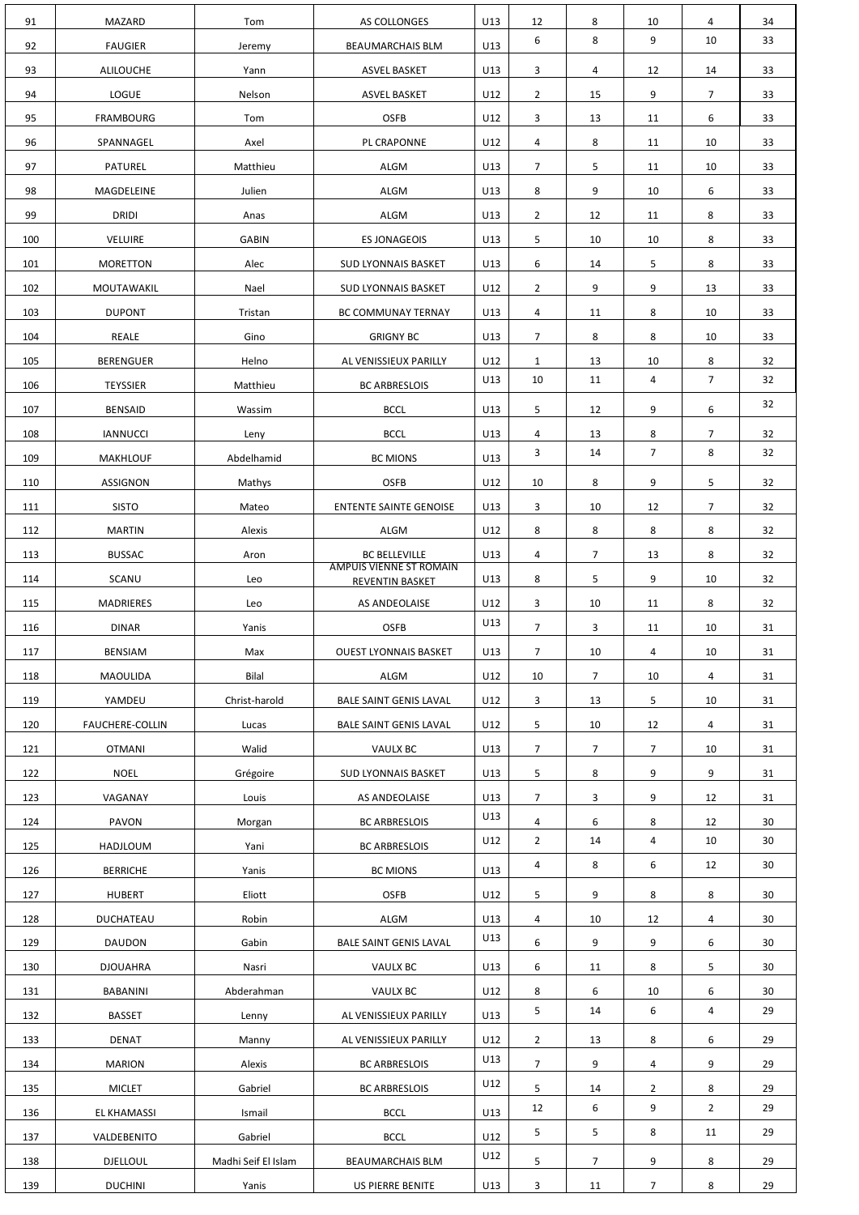| 91 | MAZARD | Tom | AS COLLONGES | U13 | 12 | 8 | 10 | 4 | 34 |
|---|---|---|---|---|---|---|---|---|---|
| 92 | FAUGIER | Jeremy | BEAUMARCHAIS BLM | U13 | 6 | 8 | 9 | 10 | 33 |
| 93 | ALILOUCHE | Yann | ASVEL BASKET | U13 | 3 | 4 | 12 | 14 | 33 |
| 94 | LOGUE | Nelson | ASVEL BASKET | U12 | 2 | 15 | 9 | 7 | 33 |
| 95 | FRAMBOURG | Tom | OSFB | U12 | 3 | 13 | 11 | 6 | 33 |
| 96 | SPANNAGEL | Axel | PL CRAPONNE | U12 | 4 | 8 | 11 | 10 | 33 |
| 97 | PATUREL | Matthieu | ALGM | U13 | 7 | 5 | 11 | 10 | 33 |
| 98 | MAGDELEINE | Julien | ALGM | U13 | 8 | 9 | 10 | 6 | 33 |
| 99 | DRIDI | Anas | ALGM | U13 | 2 | 12 | 11 | 8 | 33 |
| 100 | VELUIRE | GABIN | ES JONAGEOIS | U13 | 5 | 10 | 10 | 8 | 33 |
| 101 | MORETTON | Alec | SUD LYONNAIS BASKET | U13 | 6 | 14 | 5 | 8 | 33 |
| 102 | MOUTAWAKIL | Nael | SUD LYONNAIS BASKET | U12 | 2 | 9 | 9 | 13 | 33 |
| 103 | DUPONT | Tristan | BC COMMUNAY TERNAY | U13 | 4 | 11 | 8 | 10 | 33 |
| 104 | REALE | Gino | GRIGNY BC | U13 | 7 | 8 | 8 | 10 | 33 |
| 105 | BERENGUER | Helno | AL VENISSIEUX PARILLY | U12 | 1 | 13 | 10 | 8 | 32 |
| 106 | TEYSSIER | Matthieu | BC ARBRESLOIS | U13 | 10 | 11 | 4 | 7 | 32 |
| 107 | BENSAID | Wassim | BCCL | U13 | 5 | 12 | 9 | 6 | 32 |
| 108 | IANNUCCI | Leny | BCCL | U13 | 4 | 13 | 8 | 7 | 32 |
| 109 | MAKHLOUF | Abdelhamid | BC MIONS | U13 | 3 | 14 | 7 | 8 | 32 |
| 110 | ASSIGNON | Mathys | OSFB | U12 | 10 | 8 | 9 | 5 | 32 |
| 111 | SISTO | Mateo | ENTENTE SAINTE GENOISE | U13 | 3 | 10 | 12 | 7 | 32 |
| 112 | MARTIN | Alexis | ALGM | U12 | 8 | 8 | 8 | 8 | 32 |
| 113 | BUSSAC | Aron | BC BELLEVILLE | U13 | 4 | 7 | 13 | 8 | 32 |
| 114 | SCANU | Leo | AMPUIS VIENNE ST ROMAIN REVENTIN BASKET | U13 | 8 | 5 | 9 | 10 | 32 |
| 115 | MADRIERES | Leo | AS ANDEOLAISE | U12 | 3 | 10 | 11 | 8 | 32 |
| 116 | DINAR | Yanis | OSFB | U13 | 7 | 3 | 11 | 10 | 31 |
| 117 | BENSIAM | Max | OUEST LYONNAIS BASKET | U13 | 7 | 10 | 4 | 10 | 31 |
| 118 | MAOULIDA | Bilal | ALGM | U12 | 10 | 7 | 10 | 4 | 31 |
| 119 | YAMDEU | Christ-harold | BALE SAINT GENIS LAVAL | U12 | 3 | 13 | 5 | 10 | 31 |
| 120 | FAUCHERE-COLLIN | Lucas | BALE SAINT GENIS LAVAL | U12 | 5 | 10 | 12 | 4 | 31 |
| 121 | OTMANI | Walid | VAULX BC | U13 | 7 | 7 | 7 | 10 | 31 |
| 122 | NOEL | Grégoire | SUD LYONNAIS BASKET | U13 | 5 | 8 | 9 | 9 | 31 |
| 123 | VAGANAY | Louis | AS ANDEOLAISE | U13 | 7 | 3 | 9 | 12 | 31 |
| 124 | PAVON | Morgan | BC ARBRESLOIS | U13 | 4 | 6 | 8 | 12 | 30 |
| 125 | HADJLOUM | Yani | BC ARBRESLOIS | U12 | 2 | 14 | 4 | 10 | 30 |
| 126 | BERRICHE | Yanis | BC MIONS | U13 | 4 | 8 | 6 | 12 | 30 |
| 127 | HUBERT | Eliott | OSFB | U12 | 5 | 9 | 8 | 8 | 30 |
| 128 | DUCHATEAU | Robin | ALGM | U13 | 4 | 10 | 12 | 4 | 30 |
| 129 | DAUDON | Gabin | BALE SAINT GENIS LAVAL | U13 | 6 | 9 | 9 | 6 | 30 |
| 130 | DJOUAHRA | Nasri | VAULX BC | U13 | 6 | 11 | 8 | 5 | 30 |
| 131 | BABANINI | Abderahman | VAULX BC | U12 | 8 | 6 | 10 | 6 | 30 |
| 132 | BASSET | Lenny | AL VENISSIEUX PARILLY | U13 | 5 | 14 | 6 | 4 | 29 |
| 133 | DENAT | Manny | AL VENISSIEUX PARILLY | U12 | 2 | 13 | 8 | 6 | 29 |
| 134 | MARION | Alexis | BC ARBRESLOIS | U13 | 7 | 9 | 4 | 9 | 29 |
| 135 | MICLET | Gabriel | BC ARBRESLOIS | U12 | 5 | 14 | 2 | 8 | 29 |
| 136 | EL KHAMASSI | Ismail | BCCL | U13 | 12 | 6 | 9 | 2 | 29 |
| 137 | VALDEBENITO | Gabriel | BCCL | U12 | 5 | 5 | 8 | 11 | 29 |
| 138 | DJELLOUL | Madhi Seif El Islam | BEAUMARCHAIS BLM | U12 | 5 | 7 | 9 | 8 | 29 |
| 139 | DUCHINI | Yanis | US PIERRE BENITE | U13 | 3 | 11 | 7 | 8 | 29 |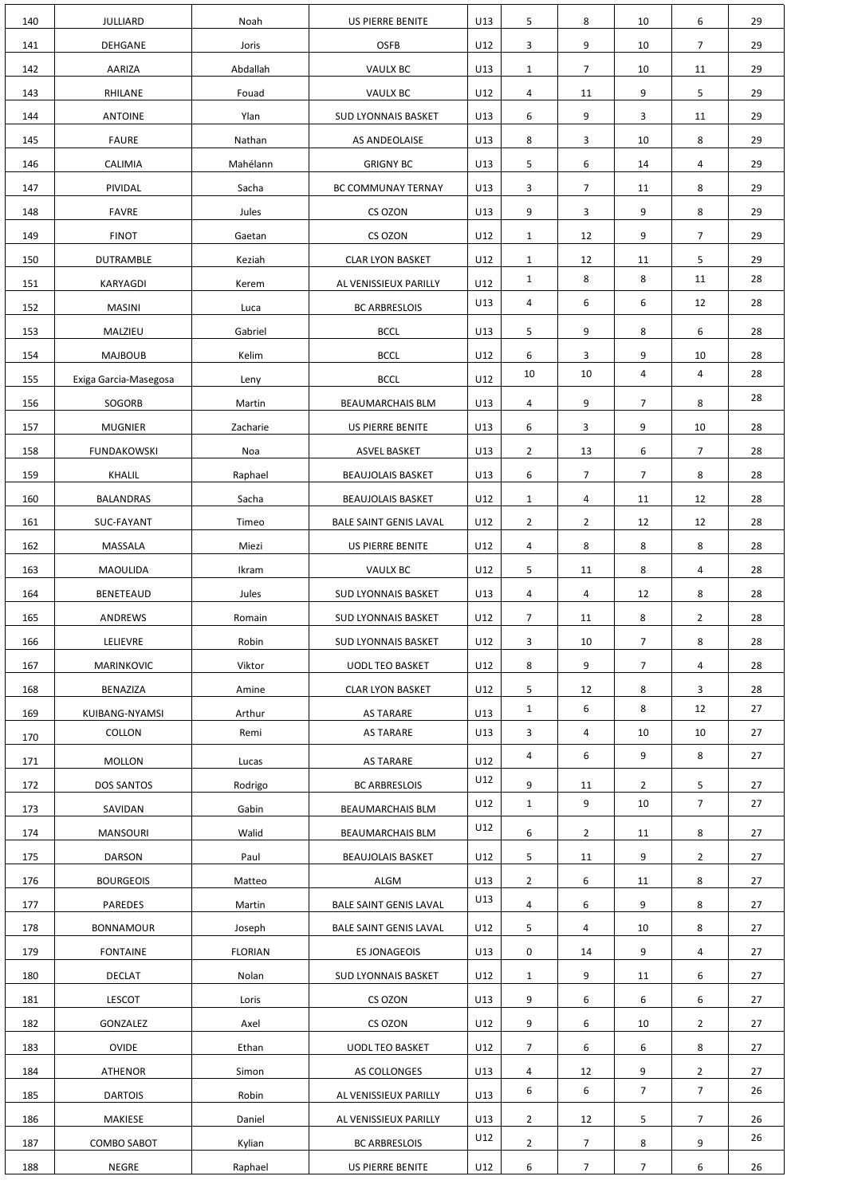| 140 | JULLIARD | Noah | US PIERRE BENITE | U13 | 5 | 8 | 10 | 6 | 29 |
|---|---|---|---|---|---|---|---|---|---|
| 141 | DEHGANE | Joris | OSFB | U12 | 3 | 9 | 10 | 7 | 29 |
| 142 | AARIZA | Abdallah | VAULX BC | U13 | 1 | 7 | 10 | 11 | 29 |
| 143 | RHILANE | Fouad | VAULX BC | U12 | 4 | 11 | 9 | 5 | 29 |
| 144 | ANTOINE | Ylan | SUD LYONNAIS BASKET | U13 | 6 | 9 | 3 | 11 | 29 |
| 145 | FAURE | Nathan | AS ANDEOLAISE | U13 | 8 | 3 | 10 | 8 | 29 |
| 146 | CALIMIA | Mahélann | GRIGNY BC | U13 | 5 | 6 | 14 | 4 | 29 |
| 147 | PIVIDAL | Sacha | BC COMMUNAY TERNAY | U13 | 3 | 7 | 11 | 8 | 29 |
| 148 | FAVRE | Jules | CS OZON | U13 | 9 | 3 | 9 | 8 | 29 |
| 149 | FINOT | Gaetan | CS OZON | U12 | 1 | 12 | 9 | 7 | 29 |
| 150 | DUTRAMBLE | Keziah | CLAR LYON BASKET | U12 | 1 | 12 | 11 | 5 | 29 |
| 151 | KARYAGDI | Kerem | AL VENISSIEUX PARILLY | U12 | 1 | 8 | 8 | 11 | 28 |
| 152 | MASINI | Luca | BC ARBRESLOIS | U13 | 4 | 6 | 6 | 12 | 28 |
| 153 | MALZIEU | Gabriel | BCCL | U13 | 5 | 9 | 8 | 6 | 28 |
| 154 | MAJBOUB | Kelim | BCCL | U12 | 6 | 3 | 9 | 10 | 28 |
| 155 | Exiga Garcia-Masegosa | Leny | BCCL | U12 | 10 | 10 | 4 | 4 | 28 |
| 156 | SOGORB | Martin | BEAUMARCHAIS BLM | U13 | 4 | 9 | 7 | 8 | 28 |
| 157 | MUGNIER | Zacharie | US PIERRE BENITE | U13 | 6 | 3 | 9 | 10 | 28 |
| 158 | FUNDAKOWSKI | Noa | ASVEL BASKET | U13 | 2 | 13 | 6 | 7 | 28 |
| 159 | KHALIL | Raphael | BEAUJOLAIS BASKET | U13 | 6 | 7 | 7 | 8 | 28 |
| 160 | BALANDRAS | Sacha | BEAUJOLAIS BASKET | U12 | 1 | 4 | 11 | 12 | 28 |
| 161 | SUC-FAYANT | Timeo | BALE SAINT GENIS LAVAL | U12 | 2 | 2 | 12 | 12 | 28 |
| 162 | MASSALA | Miezi | US PIERRE BENITE | U12 | 4 | 8 | 8 | 8 | 28 |
| 163 | MAOULIDA | Ikram | VAULX BC | U12 | 5 | 11 | 8 | 4 | 28 |
| 164 | BENETEAUD | Jules | SUD LYONNAIS BASKET | U13 | 4 | 4 | 12 | 8 | 28 |
| 165 | ANDREWS | Romain | SUD LYONNAIS BASKET | U12 | 7 | 11 | 8 | 2 | 28 |
| 166 | LELIEVRE | Robin | SUD LYONNAIS BASKET | U12 | 3 | 10 | 7 | 8 | 28 |
| 167 | MARINKOVIC | Viktor | UODL TEO BASKET | U12 | 8 | 9 | 7 | 4 | 28 |
| 168 | BENAZIZA | Amine | CLAR LYON BASKET | U12 | 5 | 12 | 8 | 3 | 28 |
| 169 | KUIBANG-NYAMSI | Arthur | AS TARARE | U13 | 1 | 6 | 8 | 12 | 27 |
| 170 | COLLON | Remi | AS TARARE | U13 | 3 | 4 | 10 | 10 | 27 |
| 171 | MOLLON | Lucas | AS TARARE | U12 | 4 | 6 | 9 | 8 | 27 |
| 172 | DOS SANTOS | Rodrigo | BC ARBRESLOIS | U12 | 9 | 11 | 2 | 5 | 27 |
| 173 | SAVIDAN | Gabin | BEAUMARCHAIS BLM | U12 | 1 | 9 | 10 | 7 | 27 |
| 174 | MANSOURI | Walid | BEAUMARCHAIS BLM | U12 | 6 | 2 | 11 | 8 | 27 |
| 175 | DARSON | Paul | BEAUJOLAIS BASKET | U12 | 5 | 11 | 9 | 2 | 27 |
| 176 | BOURGEOIS | Matteo | ALGM | U13 | 2 | 6 | 11 | 8 | 27 |
| 177 | PAREDES | Martin | BALE SAINT GENIS LAVAL | U13 | 4 | 6 | 9 | 8 | 27 |
| 178 | BONNAMOUR | Joseph | BALE SAINT GENIS LAVAL | U12 | 5 | 4 | 10 | 8 | 27 |
| 179 | FONTAINE | FLORIAN | ES JONAGEOIS | U13 | 0 | 14 | 9 | 4 | 27 |
| 180 | DECLAT | Nolan | SUD LYONNAIS BASKET | U12 | 1 | 9 | 11 | 6 | 27 |
| 181 | LESCOT | Loris | CS OZON | U13 | 9 | 6 | 6 | 6 | 27 |
| 182 | GONZALEZ | Axel | CS OZON | U12 | 9 | 6 | 10 | 2 | 27 |
| 183 | OVIDE | Ethan | UODL TEO BASKET | U12 | 7 | 6 | 6 | 8 | 27 |
| 184 | ATHENOR | Simon | AS COLLONGES | U13 | 4 | 12 | 9 | 2 | 27 |
| 185 | DARTOIS | Robin | AL VENISSIEUX PARILLY | U13 | 6 | 6 | 7 | 7 | 26 |
| 186 | MAKIESE | Daniel | AL VENISSIEUX PARILLY | U13 | 2 | 12 | 5 | 7 | 26 |
| 187 | COMBO SABOT | Kylian | BC ARBRESLOIS | U12 | 2 | 7 | 8 | 9 | 26 |
| 188 | NEGRE | Raphael | US PIERRE BENITE | U12 | 6 | 7 | 7 | 6 | 26 |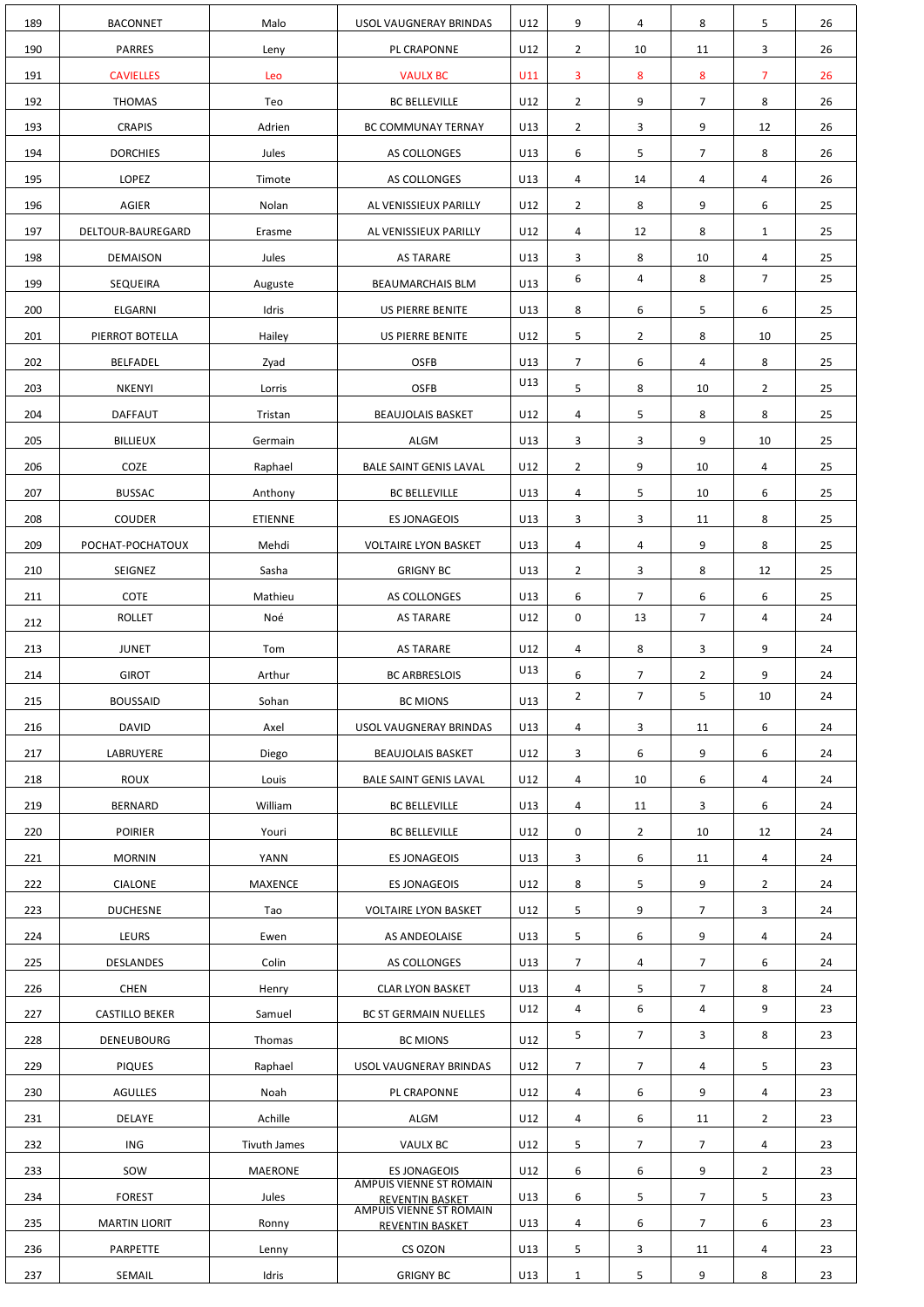| 189 | BACONNET | Malo | USOL VAUGNERAY BRINDAS | U12 | 9 | 4 | 8 | 5 | 26 |
|---|---|---|---|---|---|---|---|---|---|
| 190 | PARRES | Leny | PL CRAPONNE | U12 | 2 | 10 | 11 | 3 | 26 |
| 191 | CAVIELLES | Leo | VAULX BC | U11 | 3 | 8 | 8 | 7 | 26 |
| 192 | THOMAS | Teo | BC BELLEVILLE | U12 | 2 | 9 | 7 | 8 | 26 |
| 193 | CRAPIS | Adrien | BC COMMUNAY TERNAY | U13 | 2 | 3 | 9 | 12 | 26 |
| 194 | DORCHIES | Jules | AS COLLONGES | U13 | 6 | 5 | 7 | 8 | 26 |
| 195 | LOPEZ | Timote | AS COLLONGES | U13 | 4 | 14 | 4 | 4 | 26 |
| 196 | AGIER | Nolan | AL VENISSIEUX PARILLY | U12 | 2 | 8 | 9 | 6 | 25 |
| 197 | DELTOUR-BAUREGARD | Erasme | AL VENISSIEUX PARILLY | U12 | 4 | 12 | 8 | 1 | 25 |
| 198 | DEMAISON | Jules | AS TARARE | U13 | 3 | 8 | 10 | 4 | 25 |
| 199 | SEQUEIRA | Auguste | BEAUMARCHAIS BLM | U13 | 6 | 4 | 8 | 7 | 25 |
| 200 | ELGARNI | Idris | US PIERRE BENITE | U13 | 8 | 6 | 5 | 6 | 25 |
| 201 | PIERROT BOTELLA | Hailey | US PIERRE BENITE | U12 | 5 | 2 | 8 | 10 | 25 |
| 202 | BELFADEL | Zyad | OSFB | U13 | 7 | 6 | 4 | 8 | 25 |
| 203 | NKENYI | Lorris | OSFB | U13 | 5 | 8 | 10 | 2 | 25 |
| 204 | DAFFAUT | Tristan | BEAUJOLAIS BASKET | U12 | 4 | 5 | 8 | 8 | 25 |
| 205 | BILLIEUX | Germain | ALGM | U13 | 3 | 3 | 9 | 10 | 25 |
| 206 | COZE | Raphael | BALE SAINT GENIS LAVAL | U12 | 2 | 9 | 10 | 4 | 25 |
| 207 | BUSSAC | Anthony | BC BELLEVILLE | U13 | 4 | 5 | 10 | 6 | 25 |
| 208 | COUDER | ETIENNE | ES JONAGEOIS | U13 | 3 | 3 | 11 | 8 | 25 |
| 209 | POCHAT-POCHATOUX | Mehdi | VOLTAIRE LYON BASKET | U13 | 4 | 4 | 9 | 8 | 25 |
| 210 | SEIGNEZ | Sasha | GRIGNY BC | U13 | 2 | 3 | 8 | 12 | 25 |
| 211 | COTE | Mathieu | AS COLLONGES | U13 | 6 | 7 | 6 | 6 | 25 |
| 212 | ROLLET | Noé | AS TARARE | U12 | 0 | 13 | 7 | 4 | 24 |
| 213 | JUNET | Tom | AS TARARE | U12 | 4 | 8 | 3 | 9 | 24 |
| 214 | GIROT | Arthur | BC ARBRESLOIS | U13 | 6 | 7 | 2 | 9 | 24 |
| 215 | BOUSSAID | Sohan | BC MIONS | U13 | 2 | 7 | 5 | 10 | 24 |
| 216 | DAVID | Axel | USOL VAUGNERAY BRINDAS | U13 | 4 | 3 | 11 | 6 | 24 |
| 217 | LABRUYERE | Diego | BEAUJOLAIS BASKET | U12 | 3 | 6 | 9 | 6 | 24 |
| 218 | ROUX | Louis | BALE SAINT GENIS LAVAL | U12 | 4 | 10 | 6 | 4 | 24 |
| 219 | BERNARD | William | BC BELLEVILLE | U13 | 4 | 11 | 3 | 6 | 24 |
| 220 | POIRIER | Youri | BC BELLEVILLE | U12 | 0 | 2 | 10 | 12 | 24 |
| 221 | MORNIN | YANN | ES JONAGEOIS | U13 | 3 | 6 | 11 | 4 | 24 |
| 222 | CIALONE | MAXENCE | ES JONAGEOIS | U12 | 8 | 5 | 9 | 2 | 24 |
| 223 | DUCHESNE | Tao | VOLTAIRE LYON BASKET | U12 | 5 | 9 | 7 | 3 | 24 |
| 224 | LEURS | Ewen | AS ANDEOLAISE | U13 | 5 | 6 | 9 | 4 | 24 |
| 225 | DESLANDES | Colin | AS COLLONGES | U13 | 7 | 4 | 7 | 6 | 24 |
| 226 | CHEN | Henry | CLAR LYON BASKET | U13 | 4 | 5 | 7 | 8 | 24 |
| 227 | CASTILLO BEKER | Samuel | BC ST GERMAIN NUELLES | U12 | 4 | 6 | 4 | 9 | 23 |
| 228 | DENEUBOURG | Thomas | BC MIONS | U12 | 5 | 7 | 3 | 8 | 23 |
| 229 | PIQUES | Raphael | USOL VAUGNERAY BRINDAS | U12 | 7 | 7 | 4 | 5 | 23 |
| 230 | AGULLES | Noah | PL CRAPONNE | U12 | 4 | 6 | 9 | 4 | 23 |
| 231 | DELAYE | Achille | ALGM | U12 | 4 | 6 | 11 | 2 | 23 |
| 232 | ING | Tivuth James | VAULX BC | U12 | 5 | 7 | 7 | 4 | 23 |
| 233 | SOW | MAERONE | ES JONAGEOIS | U12 | 6 | 6 | 9 | 2 | 23 |
| 234 | FOREST | Jules | AMPUIS VIENNE ST ROMAIN REVENTIN BASKET | U13 | 6 | 5 | 7 | 5 | 23 |
| 235 | MARTIN LIORIT | Ronny | AMPUIS VIENNE ST ROMAIN REVENTIN BASKET | U13 | 4 | 6 | 7 | 6 | 23 |
| 236 | PARPETTE | Lenny | CS OZON | U13 | 5 | 3 | 11 | 4 | 23 |
| 237 | SEMAIL | Idris | GRIGNY BC | U13 | 1 | 5 | 9 | 8 | 23 |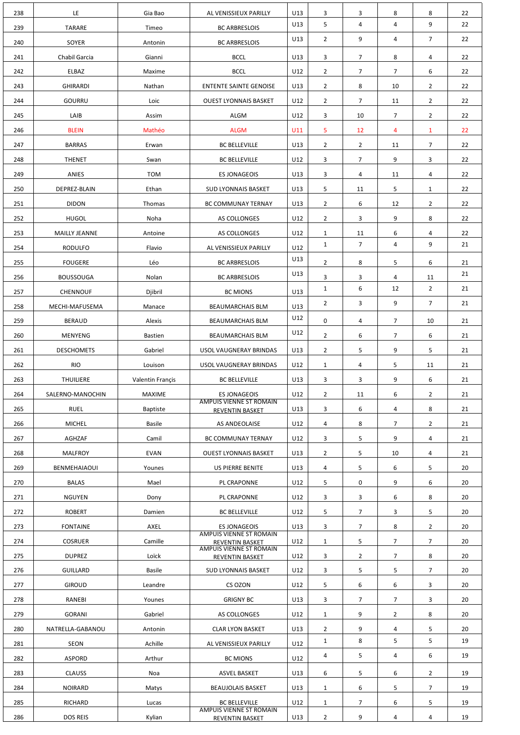| | | | | | | | | | |
|---|---|---|---|---|---|---|---|---|---|
| 238 | LE | Gia Bao | AL VENISSIEUX PARILLY | U13 | 3 | 3 | 8 | 8 | 22 |
| 239 | TARARE | Timeo | BC ARBRESLOIS | U13 | 5 | 4 | 4 | 9 | 22 |
| 240 | SOYER | Antonin | BC ARBRESLOIS | U13 | 2 | 9 | 4 | 7 | 22 |
| 241 | Chabil Garcia | Gianni | BCCL | U13 | 3 | 7 | 8 | 4 | 22 |
| 242 | ELBAZ | Maxime | BCCL | U12 | 2 | 7 | 7 | 6 | 22 |
| 243 | GHIRARDI | Nathan | ENTENTE SAINTE GENOISE | U13 | 2 | 8 | 10 | 2 | 22 |
| 244 | GOURRU | Loic | OUEST LYONNAIS BASKET | U12 | 2 | 7 | 11 | 2 | 22 |
| 245 | LAIB | Assim | ALGM | U12 | 3 | 10 | 7 | 2 | 22 |
| 246 | BLEIN | Mathéo | ALGM | U11 | 5 | 12 | 4 | 1 | 22 |
| 247 | BARRAS | Erwan | BC BELLEVILLE | U13 | 2 | 2 | 11 | 7 | 22 |
| 248 | THENET | Swan | BC BELLEVILLE | U12 | 3 | 7 | 9 | 3 | 22 |
| 249 | ANIES | TOM | ES JONAGEOIS | U13 | 3 | 4 | 11 | 4 | 22 |
| 250 | DEPREZ-BLAIN | Ethan | SUD LYONNAIS BASKET | U13 | 5 | 11 | 5 | 1 | 22 |
| 251 | DIDON | Thomas | BC COMMUNAY TERNAY | U13 | 2 | 6 | 12 | 2 | 22 |
| 252 | HUGOL | Noha | AS COLLONGES | U12 | 2 | 3 | 9 | 8 | 22 |
| 253 | MAILLY JEANNE | Antoine | AS COLLONGES | U12 | 1 | 11 | 6 | 4 | 22 |
| 254 | RODULFO | Flavio | AL VENISSIEUX PARILLY | U12 | 1 | 7 | 4 | 9 | 21 |
| 255 | FOUGERE | Léo | BC ARBRESLOIS | U13 | 2 | 8 | 5 | 6 | 21 |
| 256 | BOUSSOUGA | Nolan | BC ARBRESLOIS | U13 | 3 | 3 | 4 | 11 | 21 |
| 257 | CHENNOUF | Djibril | BC MIONS | U13 | 1 | 6 | 12 | 2 | 21 |
| 258 | MECHI-MAFUSEMA | Manace | BEAUMARCHAIS BLM | U13 | 2 | 3 | 9 | 7 | 21 |
| 259 | BERAUD | Alexis | BEAUMARCHAIS BLM | U12 | 0 | 4 | 7 | 10 | 21 |
| 260 | MENYENG | Bastien | BEAUMARCHAIS BLM | U12 | 2 | 6 | 7 | 6 | 21 |
| 261 | DESCHOMETS | Gabriel | USOL VAUGNERAY BRINDAS | U13 | 2 | 5 | 9 | 5 | 21 |
| 262 | RIO | Louison | USOL VAUGNERAY BRINDAS | U12 | 1 | 4 | 5 | 11 | 21 |
| 263 | THUILIERE | Valentin Françis | BC BELLEVILLE | U13 | 3 | 3 | 9 | 6 | 21 |
| 264 | SALERNO-MANOCHIN | MAXIME | ES JONAGEOIS | U12 | 2 | 11 | 6 | 2 | 21 |
| 265 | RUEL | Baptiste | AMPUIS VIENNE ST ROMAIN REVENTIN BASKET | U13 | 3 | 6 | 4 | 8 | 21 |
| 266 | MICHEL | Basile | AS ANDEOLAISE | U12 | 4 | 8 | 7 | 2 | 21 |
| 267 | AGHZAF | Camil | BC COMMUNAY TERNAY | U12 | 3 | 5 | 9 | 4 | 21 |
| 268 | MALFROY | EVAN | OUEST LYONNAIS BASKET | U13 | 2 | 5 | 10 | 4 | 21 |
| 269 | BENMEHAIAOUI | Younes | US PIERRE BENITE | U13 | 4 | 5 | 6 | 5 | 20 |
| 270 | BALAS | Mael | PL CRAPONNE | U12 | 5 | 0 | 9 | 6 | 20 |
| 271 | NGUYEN | Dony | PL CRAPONNE | U12 | 3 | 3 | 6 | 8 | 20 |
| 272 | ROBERT | Damien | BC BELLEVILLE | U12 | 5 | 7 | 3 | 5 | 20 |
| 273 | FONTAINE | AXEL | ES JONAGEOIS | U13 | 3 | 7 | 8 | 2 | 20 |
| 274 | COSRUER | Camille | AMPUIS VIENNE ST ROMAIN REVENTIN BASKET | U12 | 1 | 5 | 7 | 7 | 20 |
| 275 | DUPREZ | Loïck | AMPUIS VIENNE ST ROMAIN REVENTIN BASKET | U12 | 3 | 2 | 7 | 8 | 20 |
| 276 | GUILLARD | Basile | SUD LYONNAIS BASKET | U12 | 3 | 5 | 5 | 7 | 20 |
| 277 | GIROUD | Leandre | CS OZON | U12 | 5 | 6 | 6 | 3 | 20 |
| 278 | RANEBI | Younes | GRIGNY BC | U13 | 3 | 7 | 7 | 3 | 20 |
| 279 | GORANI | Gabriel | AS COLLONGES | U12 | 1 | 9 | 2 | 8 | 20 |
| 280 | NATRELLA-GABANOU | Antonin | CLAR LYON BASKET | U13 | 2 | 9 | 4 | 5 | 20 |
| 281 | SEON | Achille | AL VENISSIEUX PARILLY | U12 | 1 | 8 | 5 | 5 | 19 |
| 282 | ASPORD | Arthur | BC MIONS | U12 | 4 | 5 | 4 | 6 | 19 |
| 283 | CLAUSS | Noa | ASVEL BASKET | U13 | 6 | 5 | 6 | 2 | 19 |
| 284 | NOIRARD | Matys | BEAUJOLAIS BASKET | U13 | 1 | 6 | 5 | 7 | 19 |
| 285 | RICHARD | Lucas | BC BELLEVILLE | U12 | 1 | 7 | 6 | 5 | 19 |
| 286 | DOS REIS | Kylian | AMPUIS VIENNE ST ROMAIN REVENTIN BASKET | U13 | 2 | 9 | 4 | 4 | 19 |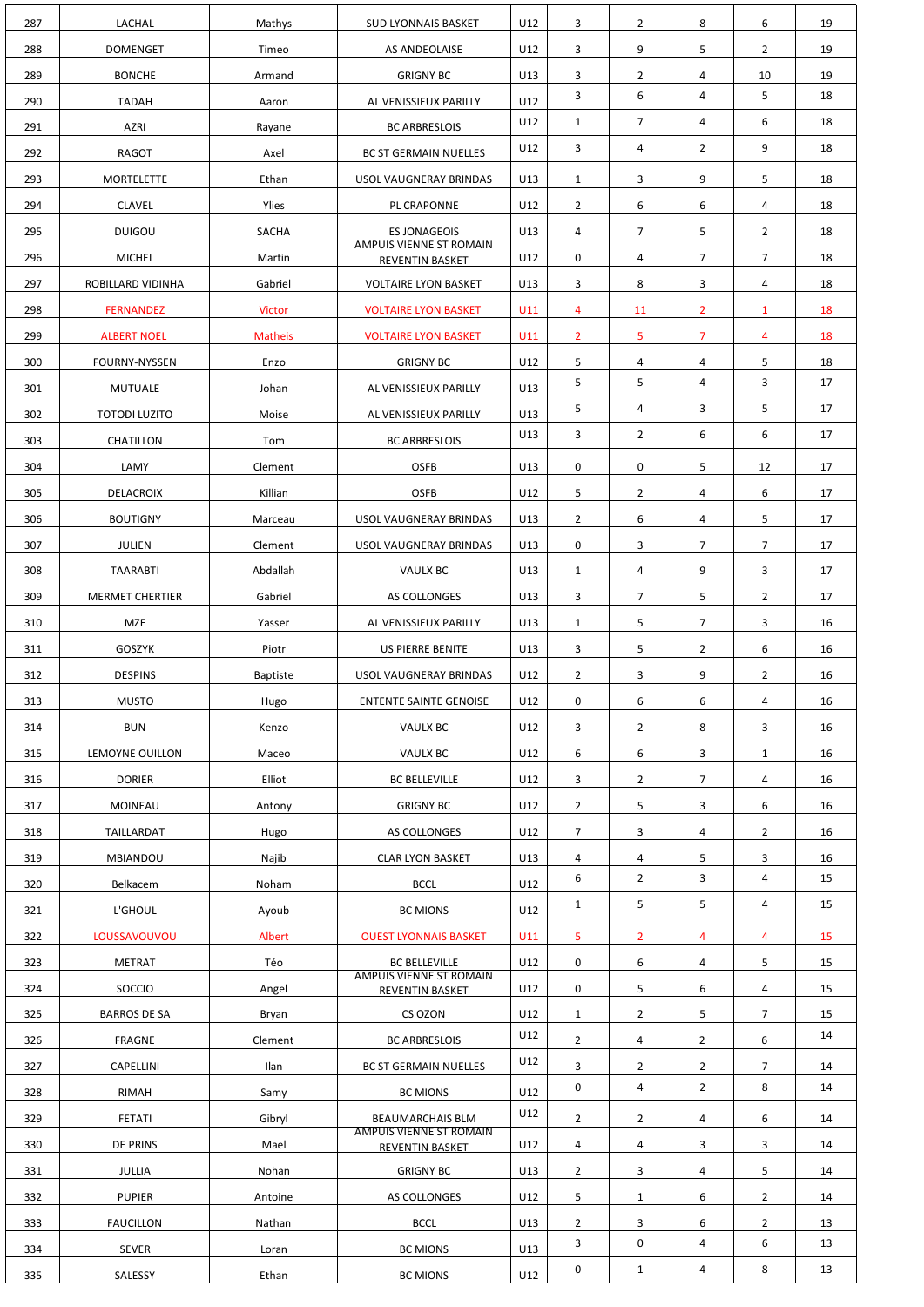| | | | | | | | | | |
|---|---|---|---|---|---|---|---|---|---|
| 287 | LACHAL | Mathys | SUD LYONNAIS BASKET | U12 | 3 | 2 | 8 | 6 | 19 |
| 288 | DOMENGET | Timeo | AS ANDEOLAISE | U12 | 3 | 9 | 5 | 2 | 19 |
| 289 | BONCHE | Armand | GRIGNY BC | U13 | 3 | 2 | 4 | 10 | 19 |
| 290 | TADAH | Aaron | AL VENISSIEUX PARILLY | U12 | 3 | 6 | 4 | 5 | 18 |
| 291 | AZRI | Rayane | BC ARBRESLOIS | U12 | 1 | 7 | 4 | 6 | 18 |
| 292 | RAGOT | Axel | BC ST GERMAIN NUELLES | U12 | 3 | 4 | 2 | 9 | 18 |
| 293 | MORTELETTE | Ethan | USOL VAUGNERAY BRINDAS | U13 | 1 | 3 | 9 | 5 | 18 |
| 294 | CLAVEL | Ylies | PL CRAPONNE | U12 | 2 | 6 | 6 | 4 | 18 |
| 295 | DUIGOU | SACHA | ES JONAGEOIS | U13 | 4 | 7 | 5 | 2 | 18 |
| 296 | MICHEL | Martin | AMPUIS VIENNE ST ROMAIN REVENTIN BASKET | U12 | 0 | 4 | 7 | 7 | 18 |
| 297 | ROBILLARD VIDINHA | Gabriel | VOLTAIRE LYON BASKET | U13 | 3 | 8 | 3 | 4 | 18 |
| 298 | FERNANDEZ | Victor | VOLTAIRE LYON BASKET | U11 | 4 | 11 | 2 | 1 | 18 |
| 299 | ALBERT NOEL | Matheis | VOLTAIRE LYON BASKET | U11 | 2 | 5 | 7 | 4 | 18 |
| 300 | FOURNY-NYSSEN | Enzo | GRIGNY BC | U12 | 5 | 4 | 4 | 5 | 18 |
| 301 | MUTUALE | Johan | AL VENISSIEUX PARILLY | U13 | 5 | 5 | 4 | 3 | 17 |
| 302 | TOTODI LUZITO | Moise | AL VENISSIEUX PARILLY | U13 | 5 | 4 | 3 | 5 | 17 |
| 303 | CHATILLON | Tom | BC ARBRESLOIS | U13 | 3 | 2 | 6 | 6 | 17 |
| 304 | LAMY | Clement | OSFB | U13 | 0 | 0 | 5 | 12 | 17 |
| 305 | DELACROIX | Killian | OSFB | U12 | 5 | 2 | 4 | 6 | 17 |
| 306 | BOUTIGNY | Marceau | USOL VAUGNERAY BRINDAS | U13 | 2 | 6 | 4 | 5 | 17 |
| 307 | JULIEN | Clement | USOL VAUGNERAY BRINDAS | U13 | 0 | 3 | 7 | 7 | 17 |
| 308 | TAARABTI | Abdallah | VAULX BC | U13 | 1 | 4 | 9 | 3 | 17 |
| 309 | MERMET CHERTIER | Gabriel | AS COLLONGES | U13 | 3 | 7 | 5 | 2 | 17 |
| 310 | MZE | Yasser | AL VENISSIEUX PARILLY | U13 | 1 | 5 | 7 | 3 | 16 |
| 311 | GOSZYK | Piotr | US PIERRE BENITE | U13 | 3 | 5 | 2 | 6 | 16 |
| 312 | DESPINS | Baptiste | USOL VAUGNERAY BRINDAS | U12 | 2 | 3 | 9 | 2 | 16 |
| 313 | MUSTO | Hugo | ENTENTE SAINTE GENOISE | U12 | 0 | 6 | 6 | 4 | 16 |
| 314 | BUN | Kenzo | VAULX BC | U12 | 3 | 2 | 8 | 3 | 16 |
| 315 | LEMOYNE OUILLON | Maceo | VAULX BC | U12 | 6 | 6 | 3 | 1 | 16 |
| 316 | DORIER | Elliot | BC BELLEVILLE | U12 | 3 | 2 | 7 | 4 | 16 |
| 317 | MOINEAU | Antony | GRIGNY BC | U12 | 2 | 5 | 3 | 6 | 16 |
| 318 | TAILLARDAT | Hugo | AS COLLONGES | U12 | 7 | 3 | 4 | 2 | 16 |
| 319 | MBIANDOU | Najib | CLAR LYON BASKET | U13 | 4 | 4 | 5 | 3 | 16 |
| 320 | Belkacem | Noham | BCCL | U12 | 6 | 2 | 3 | 4 | 15 |
| 321 | L'GHOUL | Ayoub | BC MIONS | U12 | 1 | 5 | 5 | 4 | 15 |
| 322 | LOUSSAVOUVOU | Albert | OUEST LYONNAIS BASKET | U11 | 5 | 2 | 4 | 4 | 15 |
| 323 | METRAT | Téo | BC BELLEVILLE | U12 | 0 | 6 | 4 | 5 | 15 |
| 324 | SOCCIO | Angel | AMPUIS VIENNE ST ROMAIN REVENTIN BASKET | U12 | 0 | 5 | 6 | 4 | 15 |
| 325 | BARROS DE SA | Bryan | CS OZON | U12 | 1 | 2 | 5 | 7 | 15 |
| 326 | FRAGNE | Clement | BC ARBRESLOIS | U12 | 2 | 4 | 2 | 6 | 14 |
| 327 | CAPELLINI | Ilan | BC ST GERMAIN NUELLES | U12 | 3 | 2 | 2 | 7 | 14 |
| 328 | RIMAH | Samy | BC MIONS | U12 | 0 | 4 | 2 | 8 | 14 |
| 329 | FETATI | Gibryl | BEAUMARCHAIS BLM | U12 | 2 | 2 | 4 | 6 | 14 |
| 330 | DE PRINS | Mael | AMPUIS VIENNE ST ROMAIN REVENTIN BASKET | U12 | 4 | 4 | 3 | 3 | 14 |
| 331 | JULLIA | Nohan | GRIGNY BC | U13 | 2 | 3 | 4 | 5 | 14 |
| 332 | PUPIER | Antoine | AS COLLONGES | U12 | 5 | 1 | 6 | 2 | 14 |
| 333 | FAUCILLON | Nathan | BCCL | U13 | 2 | 3 | 6 | 2 | 13 |
| 334 | SEVER | Loran | BC MIONS | U13 | 3 | 0 | 4 | 6 | 13 |
| 335 | SALESSY | Ethan | BC MIONS | U12 | 0 | 1 | 4 | 8 | 13 |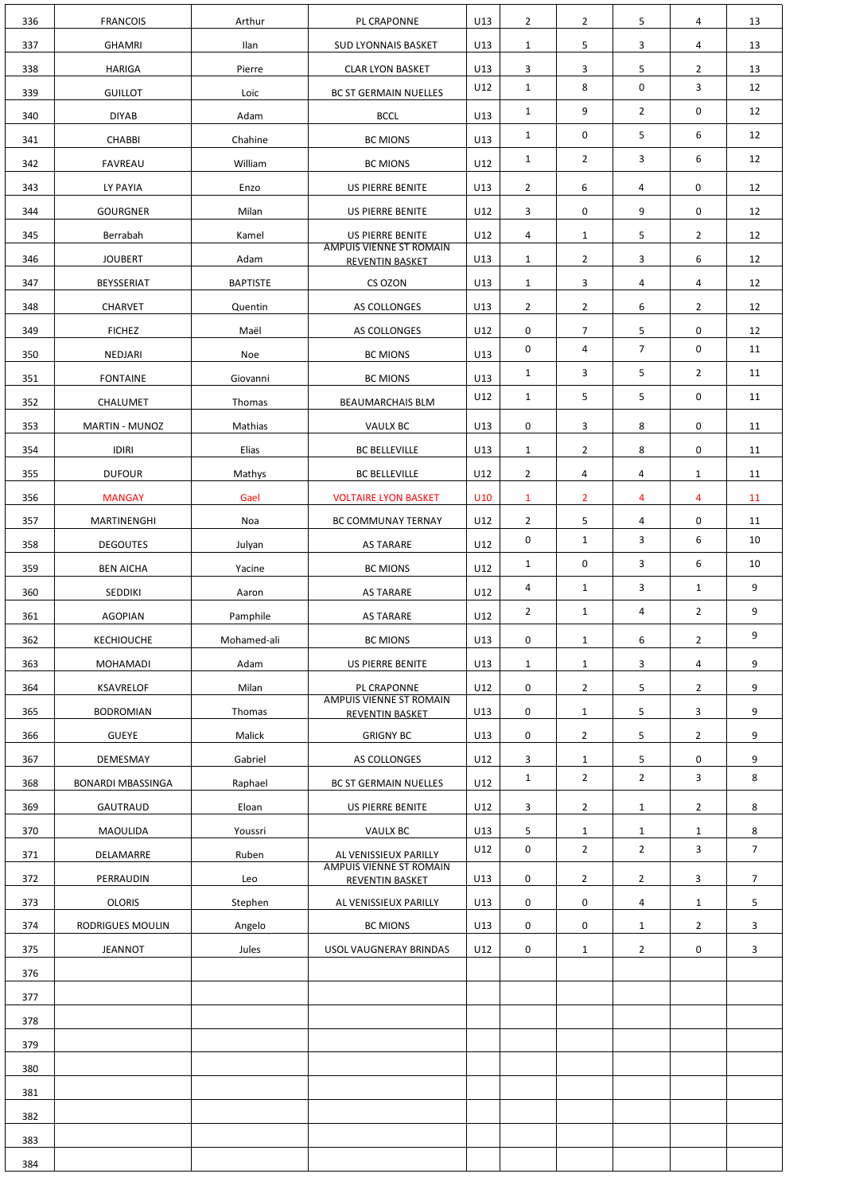| | | | | | | | | | |
|---|---|---|---|---|---|---|---|---|---|
| 336 | FRANCOIS | Arthur | PL CRAPONNE | U13 | 2 | 2 | 5 | 4 | 13 |
| 337 | GHAMRI | Ilan | SUD LYONNAIS BASKET | U13 | 1 | 5 | 3 | 4 | 13 |
| 338 | HARIGA | Pierre | CLAR LYON BASKET | U13 | 3 | 3 | 5 | 2 | 13 |
| 339 | GUILLOT | Loic | BC ST GERMAIN NUELLES | U12 | 1 | 8 | 0 | 3 | 12 |
| 340 | DIYAB | Adam | BCCL | U13 | 1 | 9 | 2 | 0 | 12 |
| 341 | CHABBI | Chahine | BC MIONS | U13 | 1 | 0 | 5 | 6 | 12 |
| 342 | FAVREAU | William | BC MIONS | U12 | 1 | 2 | 3 | 6 | 12 |
| 343 | LY PAYIA | Enzo | US PIERRE BENITE | U13 | 2 | 6 | 4 | 0 | 12 |
| 344 | GOURGNER | Milan | US PIERRE BENITE | U12 | 3 | 0 | 9 | 0 | 12 |
| 345 | Berrabah | Kamel | US PIERRE BENITE | U12 | 4 | 1 | 5 | 2 | 12 |
| 346 | JOUBERT | Adam | AMPUIS VIENNE ST ROMAIN REVENTIN BASKET | U13 | 1 | 2 | 3 | 6 | 12 |
| 347 | BEYSSERIAT | BAPTISTE | CS OZON | U13 | 1 | 3 | 4 | 4 | 12 |
| 348 | CHARVET | Quentin | AS COLLONGES | U13 | 2 | 2 | 6 | 2 | 12 |
| 349 | FICHEZ | Maël | AS COLLONGES | U12 | 0 | 7 | 5 | 0 | 12 |
| 350 | NEDJARI | Noe | BC MIONS | U13 | 0 | 4 | 7 | 0 | 11 |
| 351 | FONTAINE | Giovanni | BC MIONS | U13 | 1 | 3 | 5 | 2 | 11 |
| 352 | CHALUMET | Thomas | BEAUMARCHAIS BLM | U12 | 1 | 5 | 5 | 0 | 11 |
| 353 | MARTIN - MUNOZ | Mathias | VAULX BC | U13 | 0 | 3 | 8 | 0 | 11 |
| 354 | IDIRI | Elias | BC BELLEVILLE | U13 | 1 | 2 | 8 | 0 | 11 |
| 355 | DUFOUR | Mathys | BC BELLEVILLE | U12 | 2 | 4 | 4 | 1 | 11 |
| 356 | MANGAY | Gael | VOLTAIRE LYON BASKET | U10 | 1 | 2 | 4 | 4 | 11 |
| 357 | MARTINENGHI | Noa | BC COMMUNAY TERNAY | U12 | 2 | 5 | 4 | 0 | 11 |
| 358 | DEGOUTES | Julyan | AS TARARE | U12 | 0 | 1 | 3 | 6 | 10 |
| 359 | BEN AICHA | Yacine | BC MIONS | U12 | 1 | 0 | 3 | 6 | 10 |
| 360 | SEDDIKI | Aaron | AS TARARE | U12 | 4 | 1 | 3 | 1 | 9 |
| 361 | AGOPIAN | Pamphile | AS TARARE | U12 | 2 | 1 | 4 | 2 | 9 |
| 362 | KECHIOUCHE | Mohamed-ali | BC MIONS | U13 | 0 | 1 | 6 | 2 | 9 |
| 363 | MOHAMADI | Adam | US PIERRE BENITE | U13 | 1 | 1 | 3 | 4 | 9 |
| 364 | KSAVRELOF | Milan | PL CRAPONNE | U12 | 0 | 2 | 5 | 2 | 9 |
| 365 | BODROMIAN | Thomas | AMPUIS VIENNE ST ROMAIN REVENTIN BASKET | U13 | 0 | 1 | 5 | 3 | 9 |
| 366 | GUEYE | Malick | GRIGNY BC | U13 | 0 | 2 | 5 | 2 | 9 |
| 367 | DEMESMAY | Gabriel | AS COLLONGES | U12 | 3 | 1 | 5 | 0 | 9 |
| 368 | BONARDI MBASSINGA | Raphael | BC ST GERMAIN NUELLES | U12 | 1 | 2 | 2 | 3 | 8 |
| 369 | GAUTRAUD | Eloan | US PIERRE BENITE | U12 | 3 | 2 | 1 | 2 | 8 |
| 370 | MAOULIDA | Youssri | VAULX BC | U13 | 5 | 1 | 1 | 1 | 8 |
| 371 | DELAMARRE | Ruben | AL VENISSIEUX PARILLY | U12 | 0 | 2 | 2 | 3 | 7 |
| 372 | PERRAUDIN | Leo | AMPUIS VIENNE ST ROMAIN REVENTIN BASKET | U13 | 0 | 2 | 2 | 3 | 7 |
| 373 | OLORIS | Stephen | AL VENISSIEUX PARILLY | U13 | 0 | 0 | 4 | 1 | 5 |
| 374 | RODRIGUES MOULIN | Angelo | BC MIONS | U13 | 0 | 0 | 1 | 2 | 3 |
| 375 | JEANNOT | Jules | USOL VAUGNERAY BRINDAS | U12 | 0 | 1 | 2 | 0 | 3 |
| 376 | | | | | | | | | |
| 377 | | | | | | | | | |
| 378 | | | | | | | | | |
| 379 | | | | | | | | | |
| 380 | | | | | | | | | |
| 381 | | | | | | | | | |
| 382 | | | | | | | | | |
| 383 | | | | | | | | | |
| 384 | | | | | | | | | |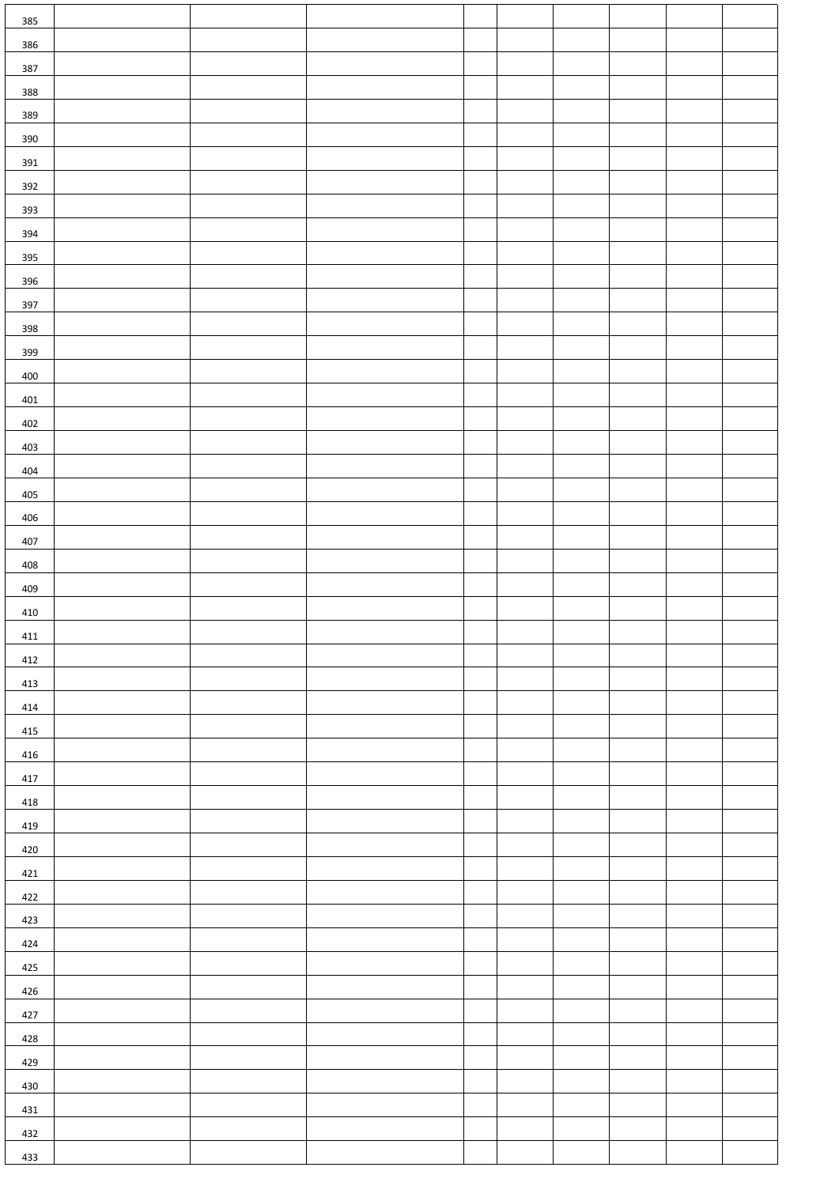| | | | | | | | | | |
|---|---|---|---|---|---|---|---|---|---|
| 385 | | | | | | | | | |
| 386 | | | | | | | | | |
| 387 | | | | | | | | | |
| 388 | | | | | | | | | |
| 389 | | | | | | | | | |
| 390 | | | | | | | | | |
| 391 | | | | | | | | | |
| 392 | | | | | | | | | |
| 393 | | | | | | | | | |
| 394 | | | | | | | | | |
| 395 | | | | | | | | | |
| 396 | | | | | | | | | |
| 397 | | | | | | | | | |
| 398 | | | | | | | | | |
| 399 | | | | | | | | | |
| 400 | | | | | | | | | |
| 401 | | | | | | | | | |
| 402 | | | | | | | | | |
| 403 | | | | | | | | | |
| 404 | | | | | | | | | |
| 405 | | | | | | | | | |
| 406 | | | | | | | | | |
| 407 | | | | | | | | | |
| 408 | | | | | | | | | |
| 409 | | | | | | | | | |
| 410 | | | | | | | | | |
| 411 | | | | | | | | | |
| 412 | | | | | | | | | |
| 413 | | | | | | | | | |
| 414 | | | | | | | | | |
| 415 | | | | | | | | | |
| 416 | | | | | | | | | |
| 417 | | | | | | | | | |
| 418 | | | | | | | | | |
| 419 | | | | | | | | | |
| 420 | | | | | | | | | |
| 421 | | | | | | | | | |
| 422 | | | | | | | | | |
| 423 | | | | | | | | | |
| 424 | | | | | | | | | |
| 425 | | | | | | | | | |
| 426 | | | | | | | | | |
| 427 | | | | | | | | | |
| 428 | | | | | | | | | |
| 429 | | | | | | | | | |
| 430 | | | | | | | | | |
| 431 | | | | | | | | | |
| 432 | | | | | | | | | |
| 433 | | | | | | | | | |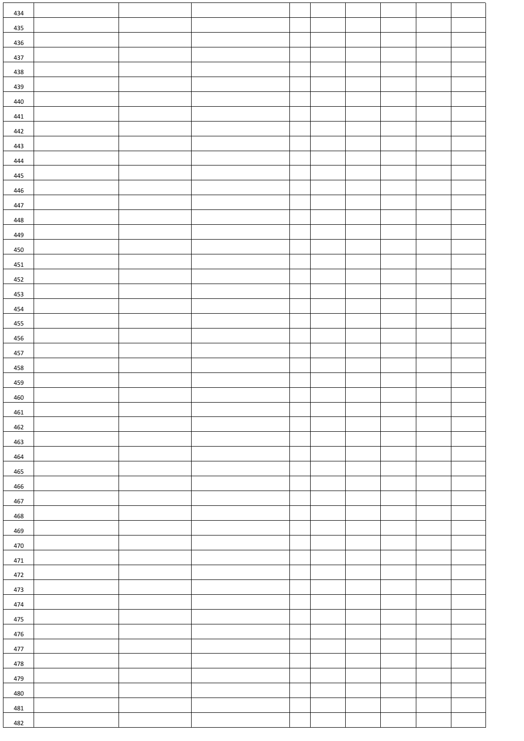| | | | | | | | | | |
|---|---|---|---|---|---|---|---|---|---|
| 434 | | | | | | | | | |
| 435 | | | | | | | | | |
| 436 | | | | | | | | | |
| 437 | | | | | | | | | |
| 438 | | | | | | | | | |
| 439 | | | | | | | | | |
| 440 | | | | | | | | | |
| 441 | | | | | | | | | |
| 442 | | | | | | | | | |
| 443 | | | | | | | | | |
| 444 | | | | | | | | | |
| 445 | | | | | | | | | |
| 446 | | | | | | | | | |
| 447 | | | | | | | | | |
| 448 | | | | | | | | | |
| 449 | | | | | | | | | |
| 450 | | | | | | | | | |
| 451 | | | | | | | | | |
| 452 | | | | | | | | | |
| 453 | | | | | | | | | |
| 454 | | | | | | | | | |
| 455 | | | | | | | | | |
| 456 | | | | | | | | | |
| 457 | | | | | | | | | |
| 458 | | | | | | | | | |
| 459 | | | | | | | | | |
| 460 | | | | | | | | | |
| 461 | | | | | | | | | |
| 462 | | | | | | | | | |
| 463 | | | | | | | | | |
| 464 | | | | | | | | | |
| 465 | | | | | | | | | |
| 466 | | | | | | | | | |
| 467 | | | | | | | | | |
| 468 | | | | | | | | | |
| 469 | | | | | | | | | |
| 470 | | | | | | | | | |
| 471 | | | | | | | | | |
| 472 | | | | | | | | | |
| 473 | | | | | | | | | |
| 474 | | | | | | | | | |
| 475 | | | | | | | | | |
| 476 | | | | | | | | | |
| 477 | | | | | | | | | |
| 478 | | | | | | | | | |
| 479 | | | | | | | | | |
| 480 | | | | | | | | | |
| 481 | | | | | | | | | |
| 482 | | | | | | | | | |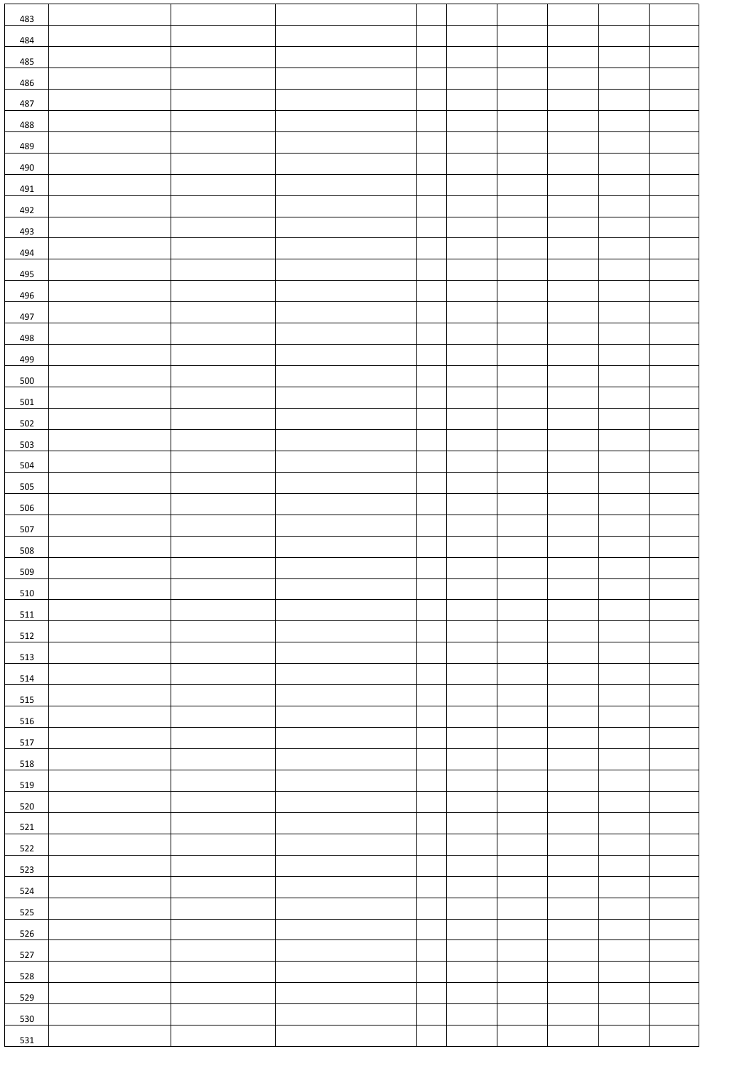| | | | | | | | | | |
|---|---|---|---|---|---|---|---|---|---|
| 483 | | | | | | | | | |
| 484 | | | | | | | | | |
| 485 | | | | | | | | | |
| 486 | | | | | | | | | |
| 487 | | | | | | | | | |
| 488 | | | | | | | | | |
| 489 | | | | | | | | | |
| 490 | | | | | | | | | |
| 491 | | | | | | | | | |
| 492 | | | | | | | | | |
| 493 | | | | | | | | | |
| 494 | | | | | | | | | |
| 495 | | | | | | | | | |
| 496 | | | | | | | | | |
| 497 | | | | | | | | | |
| 498 | | | | | | | | | |
| 499 | | | | | | | | | |
| 500 | | | | | | | | | |
| 501 | | | | | | | | | |
| 502 | | | | | | | | | |
| 503 | | | | | | | | | |
| 504 | | | | | | | | | |
| 505 | | | | | | | | | |
| 506 | | | | | | | | | |
| 507 | | | | | | | | | |
| 508 | | | | | | | | | |
| 509 | | | | | | | | | |
| 510 | | | | | | | | | |
| 511 | | | | | | | | | |
| 512 | | | | | | | | | |
| 513 | | | | | | | | | |
| 514 | | | | | | | | | |
| 515 | | | | | | | | | |
| 516 | | | | | | | | | |
| 517 | | | | | | | | | |
| 518 | | | | | | | | | |
| 519 | | | | | | | | | |
| 520 | | | | | | | | | |
| 521 | | | | | | | | | |
| 522 | | | | | | | | | |
| 523 | | | | | | | | | |
| 524 | | | | | | | | | |
| 525 | | | | | | | | | |
| 526 | | | | | | | | | |
| 527 | | | | | | | | | |
| 528 | | | | | | | | | |
| 529 | | | | | | | | | |
| 530 | | | | | | | | | |
| 531 | | | | | | | | | |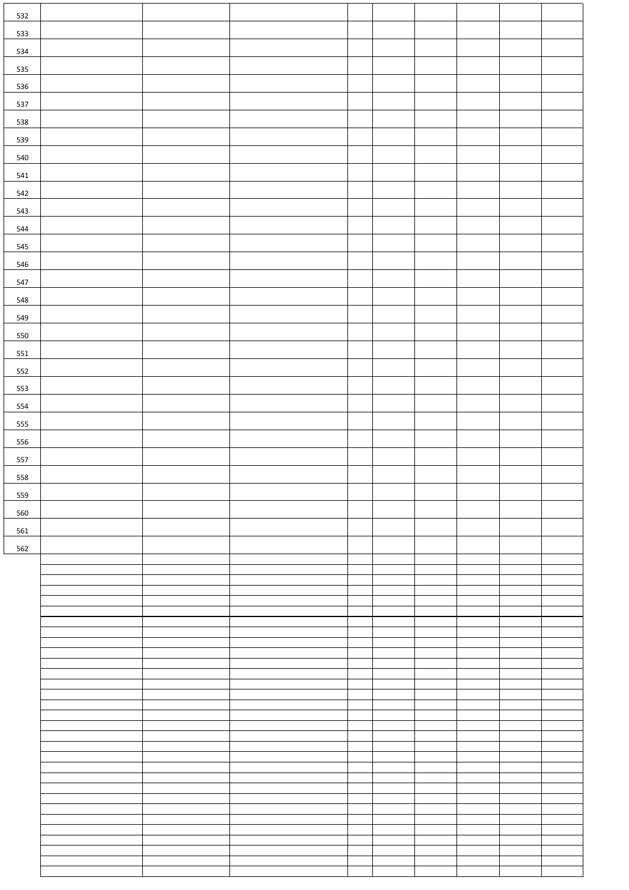| | | | | | | | | | |
|---|---|---|---|---|---|---|---|---|---|
| 532 | | | | | | | | | |
| 533 | | | | | | | | | |
| 534 | | | | | | | | | |
| 535 | | | | | | | | | |
| 536 | | | | | | | | | |
| 537 | | | | | | | | | |
| 538 | | | | | | | | | |
| 539 | | | | | | | | | |
| 540 | | | | | | | | | |
| 541 | | | | | | | | | |
| 542 | | | | | | | | | |
| 543 | | | | | | | | | |
| 544 | | | | | | | | | |
| 545 | | | | | | | | | |
| 546 | | | | | | | | | |
| 547 | | | | | | | | | |
| 548 | | | | | | | | | |
| 549 | | | | | | | | | |
| 550 | | | | | | | | | |
| 551 | | | | | | | | | |
| 552 | | | | | | | | | |
| 553 | | | | | | | | | |
| 554 | | | | | | | | | |
| 555 | | | | | | | | | |
| 556 | | | | | | | | | |
| 557 | | | | | | | | | |
| 558 | | | | | | | | | |
| 559 | | | | | | | | | |
| 560 | | | | | | | | | |
| 561 | | | | | | | | | |
| 562 | | | | | | | | | |